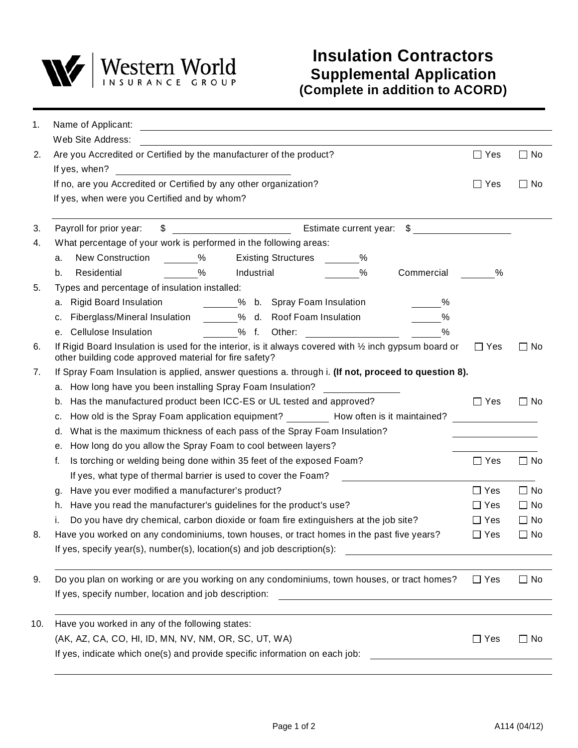Western World INSURANCE GROUP

# Insulation Contractors
## Supplemental Application
### (Complete in addition to ACORD)

1. Name of Applicant: ____________________
   Web Site Address: ____________________
2. Are you Accredited or Certified by the manufacturer of the product? ☐ Yes ☐ No
   If yes, when? ____________________
   If no, are you Accredited or Certified by any other organization? ☐ Yes ☐ No
   If yes, when were you Certified and by whom?
3. Payroll for prior year: $ ____________ Estimate current year: $ ____________
4. What percentage of your work is performed in the following areas:
   a. New Construction _____% Existing Structures _____%
   b. Residential _____% Industrial _____% Commercial _____%
5. Types and percentage of insulation installed:
   a. Rigid Board Insulation _____% b. Spray Foam Insulation _____%
   c. Fiberglass/Mineral Insulation _____% d. Roof Foam Insulation _____%
   e. Cellulose Insulation _____% f. Other: ____________ _____%
6. If Rigid Board Insulation is used for the interior, is it always covered with ½ inch gypsum board or other building code approved material for fire safety? ☐ Yes ☐ No
7. If Spray Foam Insulation is applied, answer questions a. through i. **(If not, proceed to question 8).**
   a. How long have you been installing Spray Foam Insulation? ____________
   b. Has the manufactured product been ICC-ES or UL tested and approved? ☐ Yes ☐ No
   c. How old is the Spray Foam application equipment? ________ How often is it maintained? ____________
   d. What is the maximum thickness of each pass of the Spray Foam Insulation? ____________
   e. How long do you allow the Spray Foam to cool between layers? ____________
   f. Is torching or welding being done within 35 feet of the exposed Foam? ☐ Yes ☐ No
      If yes, what type of thermal barrier is used to cover the Foam? ____________
   g. Have you ever modified a manufacturer's product? ☐ Yes ☐ No
   h. Have you read the manufacturer's guidelines for the product's use? ☐ Yes ☐ No
   i. Do you have dry chemical, carbon dioxide or foam fire extinguishers at the job site? ☐ Yes ☐ No
8. Have you worked on any condominiums, town houses, or tract homes in the past five years? ☐ Yes ☐ No
   If yes, specify year(s), number(s), location(s) and job description(s): ____________________
9. Do you plan on working or are you working on any condominiums, town houses, or tract homes? ☐ Yes ☐ No
   If yes, specify number, location and job description: ____________________
10. Have you worked in any of the following states:
    (AK, AZ, CA, CO, HI, ID, MN, NV, NM, OR, SC, UT, WA) ☐ Yes ☐ No
    If yes, indicate which one(s) and provide specific information on each job: ____________________

A114 (04/12)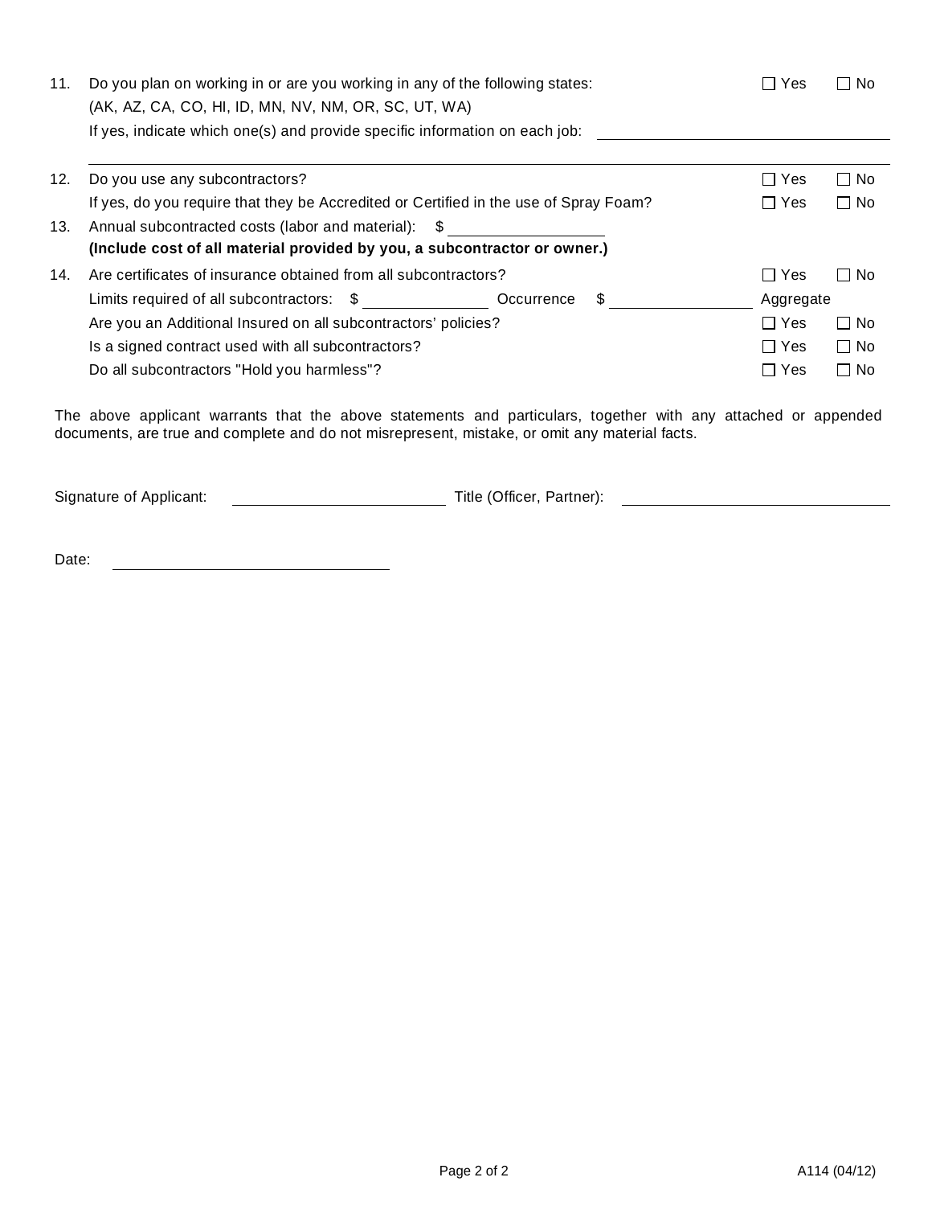11. Do you plan on working in or are you working in any of the following states: ☐ Yes ☐ No
    (AK, AZ, CA, CO, HI, ID, MN, NV, NM, OR, SC, UT, WA)
    If yes, indicate which one(s) and provide specific information on each job: ______________________

    ______________________________________________________________________

12. Do you use any subcontractors? ☐ Yes ☐ No
    If yes, do you require that they be Accredited or Certified in the use of Spray Foam? ☐ Yes ☐ No

13. Annual subcontracted costs (labor and material): $ ______________
    **(Include cost of all material provided by you, a subcontractor or owner.)**

14. Are certificates of insurance obtained from all subcontractors? ☐ Yes ☐ No
    Limits required of all subcontractors: $ ______________ Occurrence $ ______________ Aggregate
    Are you an Additional Insured on all subcontractors' policies? ☐ Yes ☐ No
    Is a signed contract used with all subcontractors? ☐ Yes ☐ No
    Do all subcontractors "Hold you harmless"? ☐ Yes ☐ No

The above applicant warrants that the above statements and particulars, together with any attached or appended documents, are true and complete and do not misrepresent, mistake, or omit any material facts.

Signature of Applicant: ______________________ Title (Officer, Partner): ______________________

Date: ______________________

A114 (04/12)